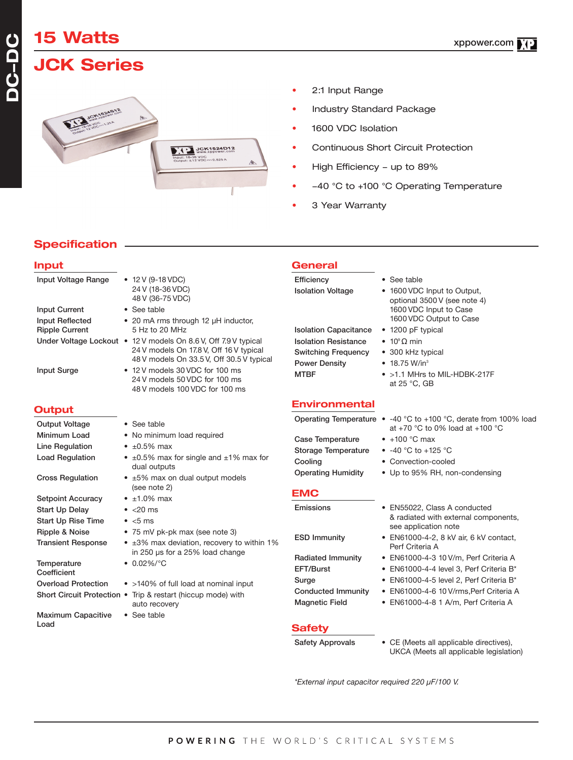# 15 Watts

# JCK Series

- 2:1 Input Range
- Industry Standard Package
- 1600 VDC Isolation
- Continuous Short Circuit Protection
- High Efficiency – up to 89%
- −40 °C to +100 °C Operating Temperature
- 3 Year Warranty

## Specification

### Input

| | |
|---|---|
| Input Voltage Range | • 12 V (9-18 VDC)<br>24 V (18-36 VDC)<br>48 V (36-75 VDC) |
| Input Current | • See table |
| Input Reflected Ripple Current | • 20 mA rms through 12 µH inductor, 5 Hz to 20 MHz |
| Under Voltage Lockout | • 12 V models On 8.6 V, Off 7.9 V typical<br>24 V models On 17.8 V, Off 16 V typical<br>48 V models On 33.5 V, Off 30.5 V typical |
| Input Surge | • 12 V models 30 VDC for 100 ms<br>24 V models 50 VDC for 100 ms<br>48 V models 100 VDC for 100 ms |

### Output

| | |
|---|---|
| Output Voltage | • See table |
| Minimum Load | • No minimum load required |
| Line Regulation | • ±0.5% max |
| Load Regulation | • ±0.5% max for single and ±1% max for dual outputs |
| Cross Regulation | • ±5% max on dual output models (see note 2) |
| Setpoint Accuracy | • ±1.0% max |
| Start Up Delay | • <20 ms |
| Start Up Rise Time | • <5 ms |
| Ripple & Noise | • 75 mV pk-pk max (see note 3) |
| Transient Response | • ±3% max deviation, recovery to within 1% in 250 µs for a 25% load change |
| Temperature Coefficient | • 0.02%/°C |
| Overload Protection | • >140% of full load at nominal input |
| Short Circuit Protection | • Trip & restart (hiccup mode) with auto recovery |
| Maximum Capacitive Load | • See table |

### General

| | |
|---|---|
| Efficiency | • See table |
| Isolation Voltage | • 1600 VDC Input to Output, optional 3500 V (see note 4)<br>1600 VDC Input to Case<br>1600 VDC Output to Case |
| Isolation Capacitance | • 1200 pF typical |
| Isolation Resistance | • $10^9$ Ω min |
| Switching Frequency | • 300 kHz typical |
| Power Density | • 18.75 W/in$^3$ |
| MTBF | • >1.1 MHrs to MIL-HDBK-217F at 25 °C, GB |

### Environmental

| | |
|---|---|
| Operating Temperature | • -40 °C to +100 °C, derate from 100% load at +70 °C to 0% load at +100 °C |
| Case Temperature | • +100 °C max |
| Storage Temperature | • -40 °C to +125 °C |
| Cooling | • Convection-cooled |
| Operating Humidity | • Up to 95% RH, non-condensing |

### EMC

| | |
|---|---|
| Emissions | • EN55022, Class A conducted & radiated with external components, see application note |
| ESD Immunity | • EN61000-4-2, 8 kV air, 6 kV contact, Perf Criteria A |
| Radiated Immunity | • EN61000-4-3 10 V/m, Perf Criteria A |
| EFT/Burst | • EN61000-4-4 level 3, Perf Criteria B* |
| Surge | • EN61000-4-5 level 2, Perf Criteria B* |
| Conducted Immunity | • EN61000-4-6 10 V/rms,Perf Criteria A |
| Magnetic Field | • EN61000-4-8 1 A/m, Perf Criteria A |

### Safety

| | |
|---|---|
| Safety Approvals | • CE (Meets all applicable directives), UKCA (Meets all applicable legislation) |

*\*External input capacitor required 220 µF/100 V.*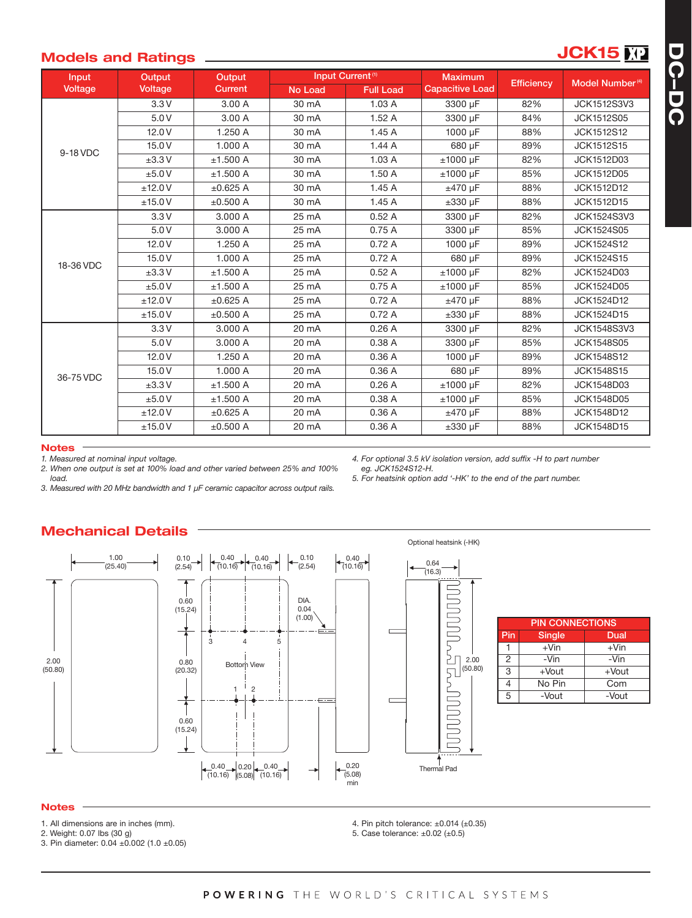## Models and Ratings

**JCK15 XP**

| Input Voltage | Output Voltage | Output Current | Input Current (1) | | Maximum Capacitive Load | Efficiency | Model Number (4) |
|---|---|---|---|---|---|---|---|
| | | | No Load | Full Load | | | |
| 9-18 VDC | 3.3 V | 3.00 A | 30 mA | 1.03 A | 3300 µF | 82% | JCK1512S3V3 |
| | 5.0 V | 3.00 A | 30 mA | 1.52 A | 3300 µF | 84% | JCK1512S05 |
| | 12.0 V | 1.250 A | 30 mA | 1.45 A | 1000 µF | 88% | JCK1512S12 |
| | 15.0 V | 1.000 A | 30 mA | 1.44 A | 680 µF | 89% | JCK1512S15 |
| | ±3.3 V | ±1.500 A | 30 mA | 1.03 A | ±1000 µF | 82% | JCK1512D03 |
| | ±5.0 V | ±1.500 A | 30 mA | 1.50 A | ±1000 µF | 85% | JCK1512D05 |
| | ±12.0 V | ±0.625 A | 30 mA | 1.45 A | ±470 µF | 88% | JCK1512D12 |
| | ±15.0 V | ±0.500 A | 30 mA | 1.45 A | ±330 µF | 88% | JCK1512D15 |
| 18-36 VDC | 3.3 V | 3.000 A | 25 mA | 0.52 A | 3300 µF | 82% | JCK1524S3V3 |
| | 5.0 V | 3.000 A | 25 mA | 0.75 A | 3300 µF | 85% | JCK1524S05 |
| | 12.0 V | 1.250 A | 25 mA | 0.72 A | 1000 µF | 89% | JCK1524S12 |
| | 15.0 V | 1.000 A | 25 mA | 0.72 A | 680 µF | 89% | JCK1524S15 |
| | ±3.3 V | ±1.500 A | 25 mA | 0.52 A | ±1000 µF | 82% | JCK1524D03 |
| | ±5.0 V | ±1.500 A | 25 mA | 0.75 A | ±1000 µF | 85% | JCK1524D05 |
| | ±12.0 V | ±0.625 A | 25 mA | 0.72 A | ±470 µF | 88% | JCK1524D12 |
| | ±15.0 V | ±0.500 A | 25 mA | 0.72 A | ±330 µF | 88% | JCK1524D15 |
| 36-75 VDC | 3.3 V | 3.000 A | 20 mA | 0.26 A | 3300 µF | 82% | JCK1548S3V3 |
| | 5.0 V | 3.000 A | 20 mA | 0.38 A | 3300 µF | 85% | JCK1548S05 |
| | 12.0 V | 1.250 A | 20 mA | 0.36 A | 1000 µF | 89% | JCK1548S12 |
| | 15.0 V | 1.000 A | 20 mA | 0.36 A | 680 µF | 89% | JCK1548S15 |
| | ±3.3 V | ±1.500 A | 20 mA | 0.26 A | ±1000 µF | 82% | JCK1548D03 |
| | ±5.0 V | ±1.500 A | 20 mA | 0.38 A | ±1000 µF | 85% | JCK1548D05 |
| | ±12.0 V | ±0.625 A | 20 mA | 0.36 A | ±470 µF | 88% | JCK1548D12 |
| | ±15.0 V | ±0.500 A | 20 mA | 0.36 A | ±330 µF | 88% | JCK1548D15 |

### Notes

1. *Measured at nominal input voltage.*
2. *When one output is set at 100% load and other varied between 25% and 100% load.*
3. *Measured with 20 MHz bandwidth and 1 µF ceramic capacitor across output rails.*
4. *For optional 3.5 kV isolation version, add suffix -H to part number eg. JCK1524S12-H.*
5. *For heatsink option add '-HK' to the end of the part number.*

## Mechanical Details

Optional heatsink (-HK)

Dimensions: 1.00 (25.40); 2.00 (50.80); 0.10 (2.54); 0.40 (10.16); 0.60 (15.24); 0.80 (20.32); DIA. 0.04 (1.00); 0.20 (5.08); 0.20 (5.08) min; 0.64 (16.3)

Bottom View

Thermal Pad

| PIN CONNECTIONS | | |
|---|---|---|
| Pin | Single | Dual |
| 1 | +Vin | +Vin |
| 2 | -Vin | -Vin |
| 3 | +Vout | +Vout |
| 4 | No Pin | Com |
| 5 | -Vout | -Vout |

### Notes

1. All dimensions are in inches (mm).
2. Weight: 0.07 lbs (30 g)
3. Pin diameter: 0.04 ±0.002 (1.0 ±0.05)
4. Pin pitch tolerance: ±0.014 (±0.35)
5. Case tolerance: ±0.02 (±0.5)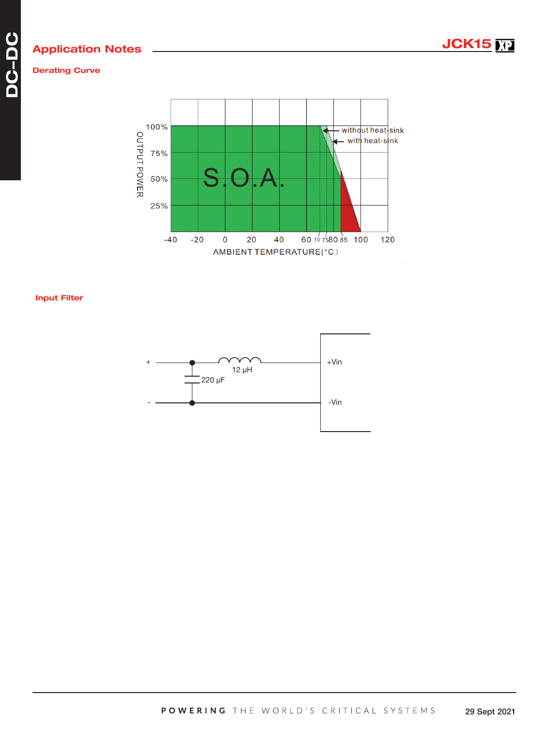# Application Notes

## Derating Curve

OUTPUT POWER

100%

75%

50%

25%

S.O.A.

without heat-sink

with heat-sink

-40 -20 0 20 40 60 70 75 80 85 100 120

AMBIENT TEMPERATURE(°C)

## Input Filter

+

-

12 µH

220 µF

+Vin

-Vin